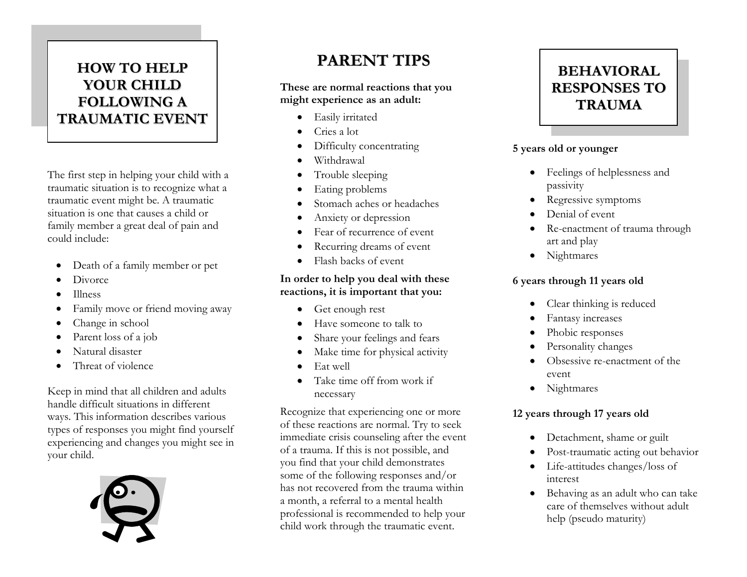# HOW TO HELP YOUR CHILD FOLLOWING A TRAUMATIC EVENT

The first step in helping your child with a traumatic situation is to recognize what a traumatic event might be. A traumatic situation is one that causes a child or family member a great deal of pain and could include:

- Death of a family member or pet
- Divorce
- Illness
- Family move or friend moving away
- Change in school
- Parent loss of a job
- Natural disaster
- Threat of violence

Keep in mind that all children and adults handle difficult situations in different ways. This information describes various types of responses you might find yourself experiencing and changes you might see in your child.

# PARENT TIPS

**These are normal reactions that you might experience as an adult:**

- Easily irritated
- Cries a lot
- Difficulty concentrating
- Withdrawal
- Trouble sleeping
- Eating problems
- Stomach aches or headaches
- Anxiety or depression
- Fear of recurrence of event
- Recurring dreams of event
- Flash backs of event

**In order to help you deal with these reactions, it is important that you:**

- Get enough rest
- Have someone to talk to
- Share your feelings and fears
- Make time for physical activity
- Eat well
- Take time off from work if necessary

Recognize that experiencing one or more of these reactions are normal. Try to seek immediate crisis counseling after the event of a trauma. If this is not possible, and you find that your child demonstrates some of the following responses and/or has not recovered from the trauma within a month, a referral to a mental health professional is recommended to help your child work through the traumatic event.

# BEHAVIORAL RESPONSES TO TRAUMA

**5 years old or younger**

- Feelings of helplessness and passivity
- Regressive symptoms
- Denial of event
- Re-enactment of trauma through art and play
- Nightmares

**6 years through 11 years old**

- Clear thinking is reduced
- Fantasy increases
- Phobic responses
- Personality changes
- Obsessive re-enactment of the event
- Nightmares

**12 years through 17 years old**

- Detachment, shame or guilt
- Post-traumatic acting out behavior
- Life-attitudes changes/loss of interest
- Behaving as an adult who can take care of themselves without adult help (pseudo maturity)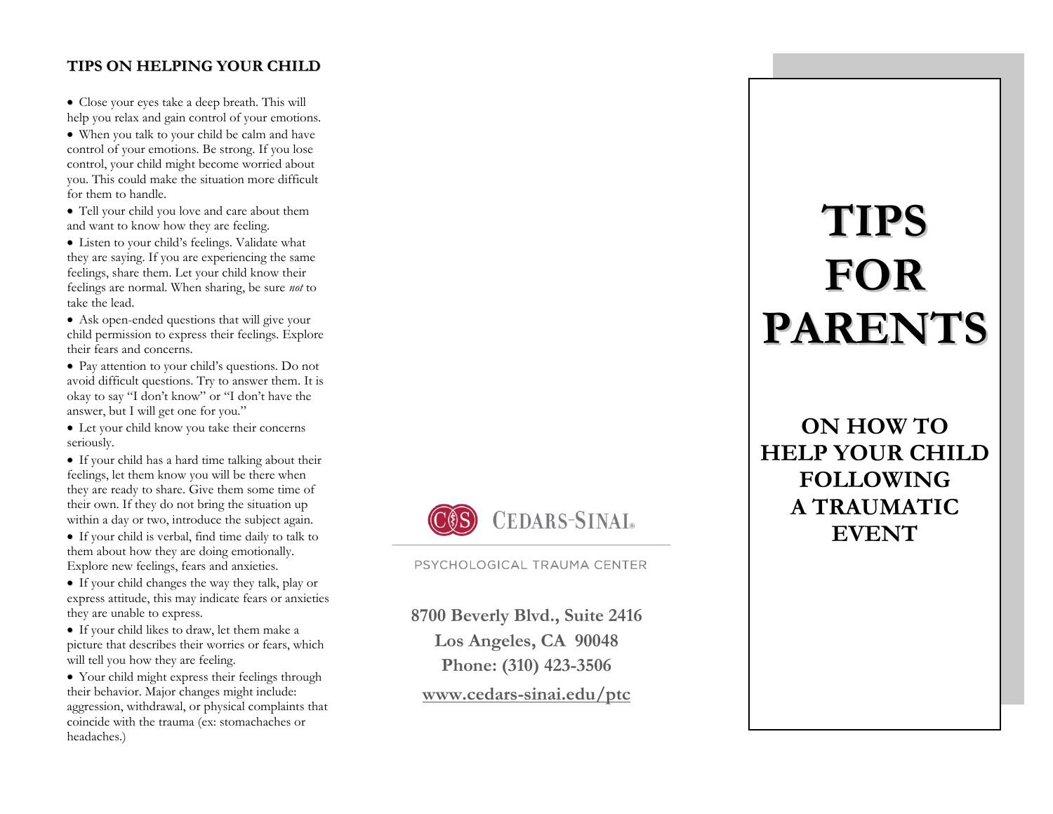## TIPS ON HELPING YOUR CHILD

- Close your eyes take a deep breath. This will help you relax and gain control of your emotions.
- When you talk to your child be calm and have control of your emotions. Be strong. If you lose control, your child might become worried about you. This could make the situation more difficult for them to handle.
- Tell your child you love and care about them and want to know how they are feeling.
- Listen to your child's feelings. Validate what they are saying. If you are experiencing the same feelings, share them. Let your child know their feelings are normal. When sharing, be sure *not* to take the lead.
- Ask open-ended questions that will give your child permission to express their feelings. Explore their fears and concerns.
- Pay attention to your child's questions. Do not avoid difficult questions. Try to answer them. It is okay to say "I don't know" or "I don't have the answer, but I will get one for you."
- Let your child know you take their concerns seriously.
- If your child has a hard time talking about their feelings, let them know you will be there when they are ready to share. Give them some time of their own. If they do not bring the situation up within a day or two, introduce the subject again.
- If your child is verbal, find time daily to talk to them about how they are doing emotionally. Explore new feelings, fears and anxieties.
- If your child changes the way they talk, play or express attitude, this may indicate fears or anxieties they are unable to express.
- If your child likes to draw, let them make a picture that describes their worries or fears, which will tell you how they are feeling.
- Your child might express their feelings through their behavior. Major changes might include: aggression, withdrawal, or physical complaints that coincide with the trauma (ex: stomachaches or headaches.)

CEDARS-SINAI

PSYCHOLOGICAL TRAUMA CENTER

**8700 Beverly Blvd., Suite 2416**
**Los Angeles, CA 90048**
**Phone: (310) 423-3506**
**www.cedars-sinai.edu/ptc**

# TIPS FOR PARENTS

## ON HOW TO HELP YOUR CHILD FOLLOWING A TRAUMATIC EVENT